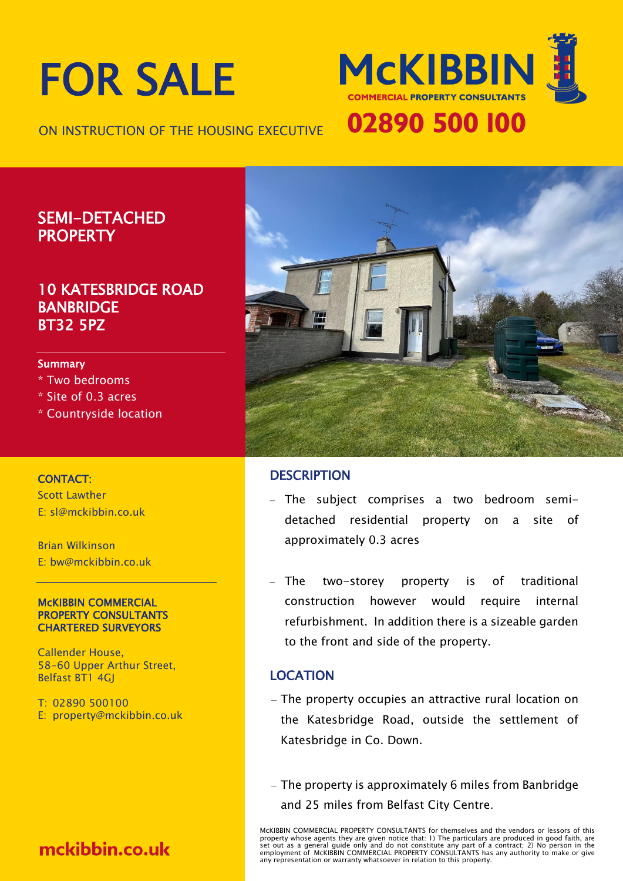# FOR SALE

ON INSTRUCTION OF THE HOUSING EXECUTIVE

McKIBBIN
COMMERCIAL PROPERTY CONSULTANTS

02890 500 100

## SEMI-DETACHED PROPERTY

## 10 KATESBRIDGE ROAD BANBRIDGE BT32 5PZ

**Summary**

* Two bedrooms
* Site of 0.3 acres
* Countryside location

**CONTACT:**

Scott Lawther
E: sl@mckibbin.co.uk

Brian Wilkinson
E: bw@mckibbin.co.uk

**McKIBBIN COMMERCIAL PROPERTY CONSULTANTS CHARTERED SURVEYORS**

Callender House,
58-60 Upper Arthur Street,
Belfast BT1 4GJ

T: 02890 500100
E: property@mckibbin.co.uk

mckibbin.co.uk

## DESCRIPTION

- The subject comprises a two bedroom semi-detached residential property on a site of approximately 0.3 acres
- The two-storey property is of traditional construction however would require internal refurbishment. In addition there is a sizeable garden to the front and side of the property.

## LOCATION

- The property occupies an attractive rural location on the Katesbridge Road, outside the settlement of Katesbridge in Co. Down.
- The property is approximately 6 miles from Banbridge and 25 miles from Belfast City Centre.

McKIBBIN COMMERCIAL PROPERTY CONSULTANTS for themselves and the vendors or lessors of this property whose agents they are given notice that: 1) The particulars are produced in good faith, are set out as a general guide only and do not constitute any part of a contract; 2) No person in the employment of McKIBBIN COMMERCIAL PROPERTY CONSULTANTS has any authority to make or give any representation or warranty whatsoever in relation to this property.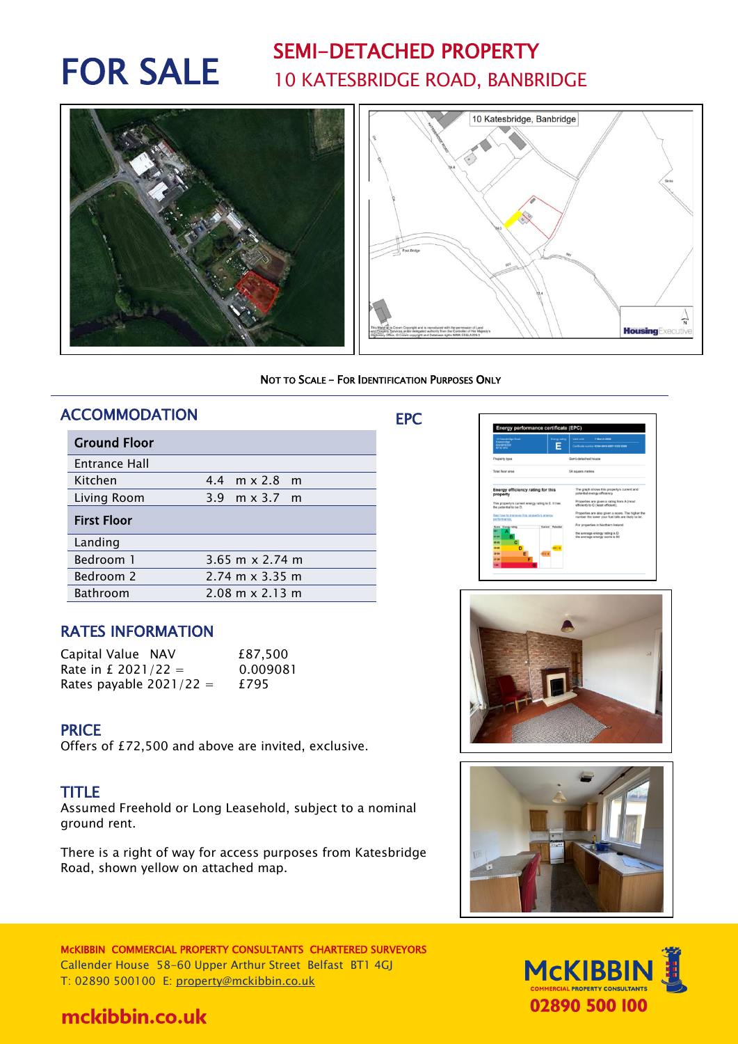# FOR SALE

## SEMI-DETACHED PROPERTY
## 10 KATESBRIDGE ROAD, BANBRIDGE

NOT TO SCALE – FOR IDENTIFICATION PURPOSES ONLY

## ACCOMMODATION

| Ground Floor | |
|---|---|
| Entrance Hall | |
| Kitchen | 4.4 m x 2.8 m |
| Living Room | 3.9 m x 3.7 m |
| **First Floor** | |
| Landing | |
| Bedroom 1 | 3.65 m x 2.74 m |
| Bedroom 2 | 2.74 m x 3.35 m |
| Bathroom | 2.08 m x 2.13 m |

## EPC

## RATES INFORMATION

| | |
|---|---|
| Capital Value NAV | £87,500 |
| Rate in £ 2021/22 = | 0.009081 |
| Rates payable 2021/22 = | £795 |

## PRICE

Offers of £72,500 and above are invited, exclusive.

## TITLE

Assumed Freehold or Long Leasehold, subject to a nominal ground rent.

There is a right of way for access purposes from Katesbridge Road, shown yellow on attached map.

McKIBBIN COMMERCIAL PROPERTY CONSULTANTS CHARTERED SURVEYORS
Callender House 58-60 Upper Arthur Street Belfast BT1 4GJ
T: 02890 500100 E: property@mckibbin.co.uk

mckibbin.co.uk

McKIBBIN COMMERCIAL PROPERTY CONSULTANTS 02890 500 100